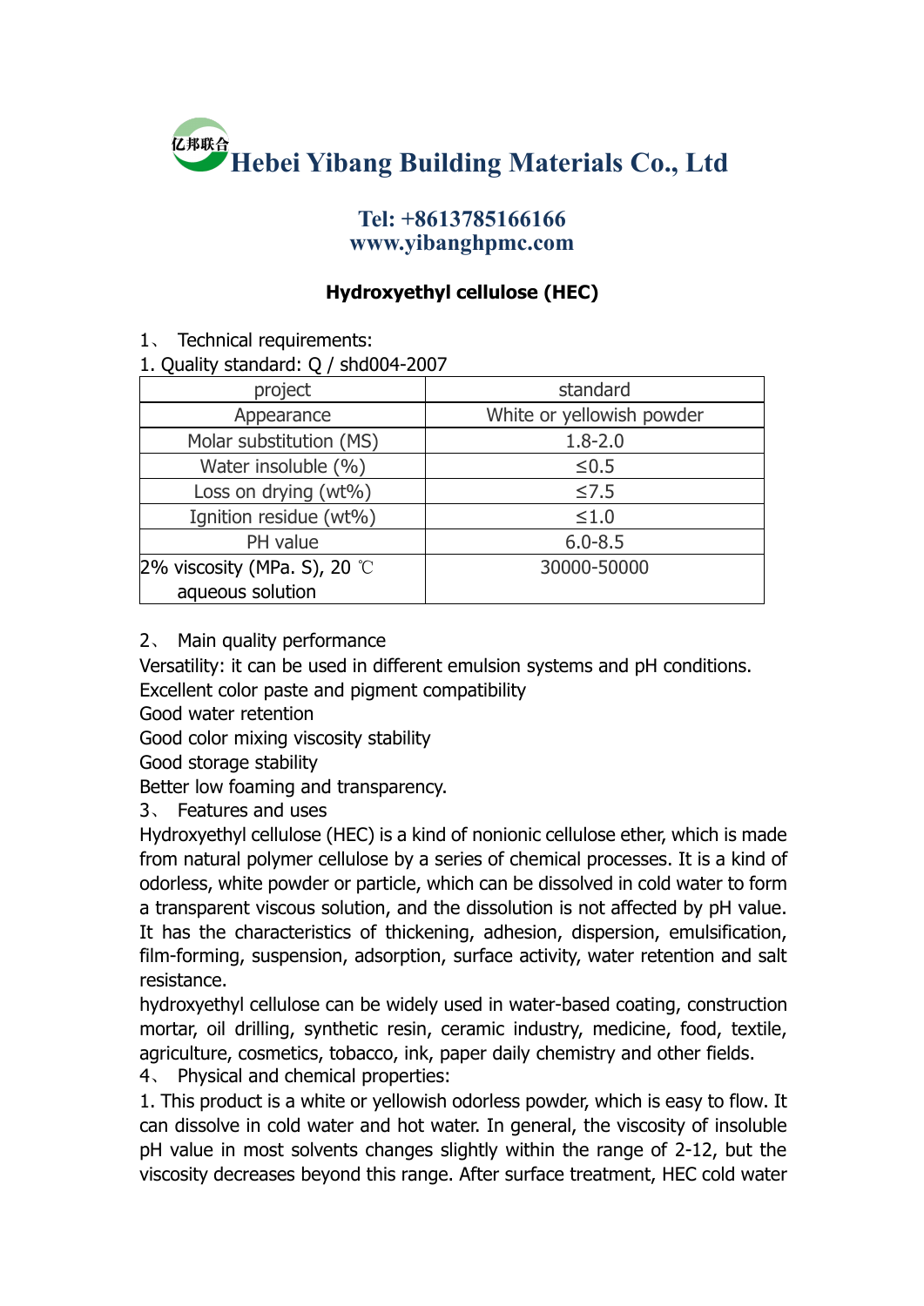亿邦联合 **Hebei Yibang Building Materials Co., Ltd**

**Tel: +8613785166166**
**www.yibanghpmc.com**

## Hydroxyethyl cellulose (HEC)

1、 Technical requirements:

1. Quality standard: Q / shd004-2007

| project | standard |
|---|---|
| Appearance | White or yellowish powder |
| Molar substitution (MS) | 1.8-2.0 |
| Water insoluble (%) | ≤0.5 |
| Loss on drying (wt%) | ≤7.5 |
| Ignition residue (wt%) | ≤1.0 |
| PH value | 6.0-8.5 |
| 2% viscosity (MPa. S), 20 ℃ aqueous solution | 30000-50000 |

2、 Main quality performance

Versatility: it can be used in different emulsion systems and pH conditions.
Excellent color paste and pigment compatibility
Good water retention
Good color mixing viscosity stability
Good storage stability
Better low foaming and transparency.

3、 Features and uses

Hydroxyethyl cellulose (HEC) is a kind of nonionic cellulose ether, which is made from natural polymer cellulose by a series of chemical processes. It is a kind of odorless, white powder or particle, which can be dissolved in cold water to form a transparent viscous solution, and the dissolution is not affected by pH value. It has the characteristics of thickening, adhesion, dispersion, emulsification, film-forming, suspension, adsorption, surface activity, water retention and salt resistance.

hydroxyethyl cellulose can be widely used in water-based coating, construction mortar, oil drilling, synthetic resin, ceramic industry, medicine, food, textile, agriculture, cosmetics, tobacco, ink, paper daily chemistry and other fields.

4、 Physical and chemical properties:

1. This product is a white or yellowish odorless powder, which is easy to flow. It can dissolve in cold water and hot water. In general, the viscosity of insoluble pH value in most solvents changes slightly within the range of 2-12, but the viscosity decreases beyond this range. After surface treatment, HEC cold water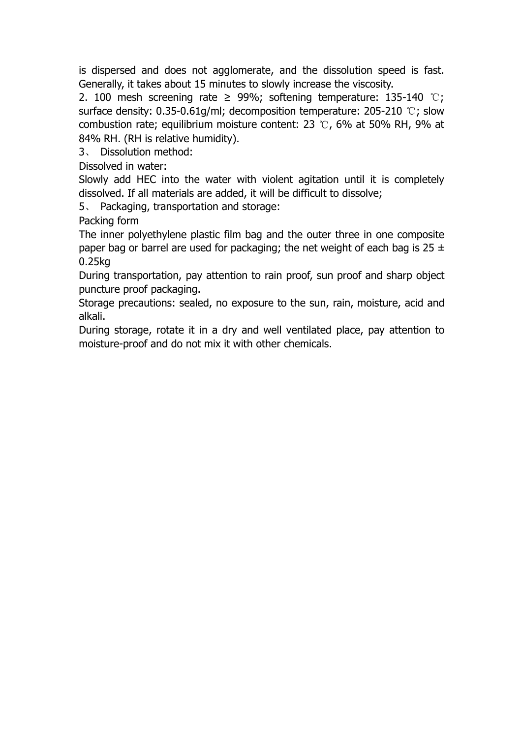is dispersed and does not agglomerate, and the dissolution speed is fast. Generally, it takes about 15 minutes to slowly increase the viscosity.

2. 100 mesh screening rate ≥ 99%; softening temperature: 135-140 ℃; surface density: 0.35-0.61g/ml; decomposition temperature: 205-210 ℃; slow combustion rate; equilibrium moisture content: 23 ℃, 6% at 50% RH, 9% at 84% RH. (RH is relative humidity).

3、 Dissolution method:

Dissolved in water:

Slowly add HEC into the water with violent agitation until it is completely dissolved. If all materials are added, it will be difficult to dissolve;

5、 Packaging, transportation and storage:

Packing form

The inner polyethylene plastic film bag and the outer three in one composite paper bag or barrel are used for packaging; the net weight of each bag is 25 ± 0.25kg

During transportation, pay attention to rain proof, sun proof and sharp object puncture proof packaging.

Storage precautions: sealed, no exposure to the sun, rain, moisture, acid and alkali.

During storage, rotate it in a dry and well ventilated place, pay attention to moisture-proof and do not mix it with other chemicals.